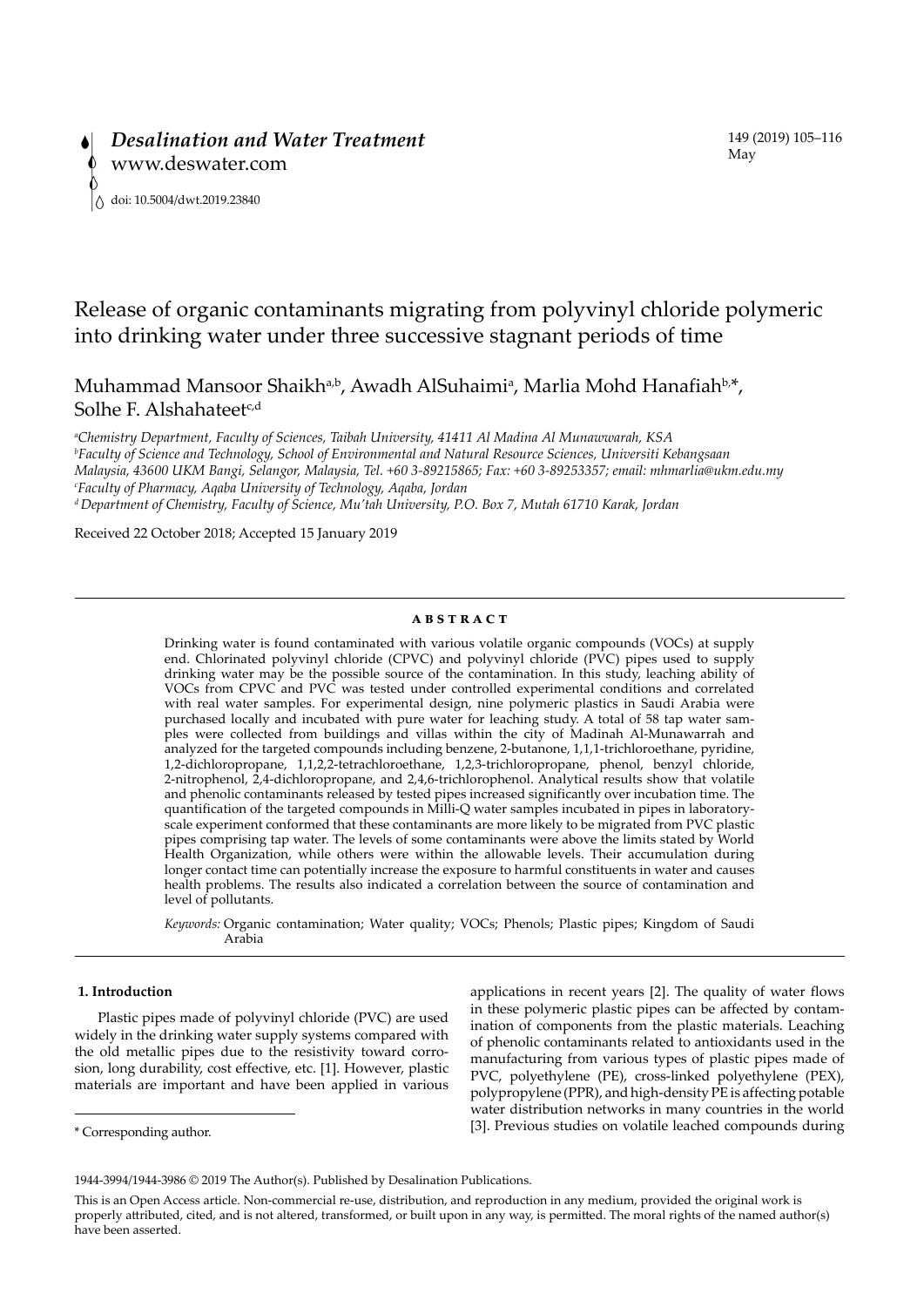# Release of organic contaminants migrating from polyvinyl chloride polymeric into drinking water under three successive stagnant periods of time

Muhammad Mansoor Shaikh[a,b], Awadh AlSuhaimi[a], Marlia Mohd Hanafiah[b,*], Solhe F. Alshahateet[c,d]

[a]*Chemistry Department, Faculty of Sciences, Taibah University, 41411 Al Madina Al Munawwarah, KSA*
[b]*Faculty of Science and Technology, School of Environmental and Natural Resource Sciences, Universiti Kebangsaan Malaysia, 43600 UKM Bangi, Selangor, Malaysia, Tel. +60 3-89215865; Fax: +60 3-89253357; email: mhmarlia@ukm.edu.my*
[c]*Faculty of Pharmacy, Aqaba University of Technology, Aqaba, Jordan*
[d]*Department of Chemistry, Faculty of Science, Mu'tah University, P.O. Box 7, Mutah 61710 Karak, Jordan*

Received 22 October 2018; Accepted 15 January 2019

## ABSTRACT

Drinking water is found contaminated with various volatile organic compounds (VOCs) at supply end. Chlorinated polyvinyl chloride (CPVC) and polyvinyl chloride (PVC) pipes used to supply drinking water may be the possible source of the contamination. In this study, leaching ability of VOCs from CPVC and PVC was tested under controlled experimental conditions and correlated with real water samples. For experimental design, nine polymeric plastics in Saudi Arabia were purchased locally and incubated with pure water for leaching study. A total of 58 tap water samples were collected from buildings and villas within the city of Madinah Al-Munawarrah and analyzed for the targeted compounds including benzene, 2-butanone, 1,1,1-trichloroethane, pyridine, 1,2-dichloropropane, 1,1,2,2-tetrachloroethane, 1,2,3-trichloropropane, phenol, benzyl chloride, 2-nitrophenol, 2,4-dichloropropane, and 2,4,6-trichlorophenol. Analytical results show that volatile and phenolic contaminants released by tested pipes increased significantly over incubation time. The quantification of the targeted compounds in Milli-Q water samples incubated in pipes in laboratory-scale experiment conformed that these contaminants are more likely to be migrated from PVC plastic pipes comprising tap water. The levels of some contaminants were above the limits stated by World Health Organization, while others were within the allowable levels. Their accumulation during longer contact time can potentially increase the exposure to harmful constituents in water and causes health problems. The results also indicated a correlation between the source of contamination and level of pollutants.

*Keywords:* Organic contamination; Water quality; VOCs; Phenols; Plastic pipes; Kingdom of Saudi Arabia

## 1. Introduction

Plastic pipes made of polyvinyl chloride (PVC) are used widely in the drinking water supply systems compared with the old metallic pipes due to the resistivity toward corrosion, long durability, cost effective, etc. [1]. However, plastic materials are important and have been applied in various applications in recent years [2]. The quality of water flows in these polymeric plastic pipes can be affected by contamination of components from the plastic materials. Leaching of phenolic contaminants related to antioxidants used in the manufacturing from various types of plastic pipes made of PVC, polyethylene (PE), cross-linked polyethylene (PEX), polypropylene (PPR), and high-density PE is affecting potable water distribution networks in many countries in the world [3]. Previous studies on volatile leached compounds during

\* Corresponding author.

1944-3994/1944-3986 © 2019 The Author(s). Published by Desalination Publications.

This is an Open Access article. Non-commercial re-use, distribution, and reproduction in any medium, provided the original work is properly attributed, cited, and is not altered, transformed, or built upon in any way, is permitted. The moral rights of the named author(s) have been asserted.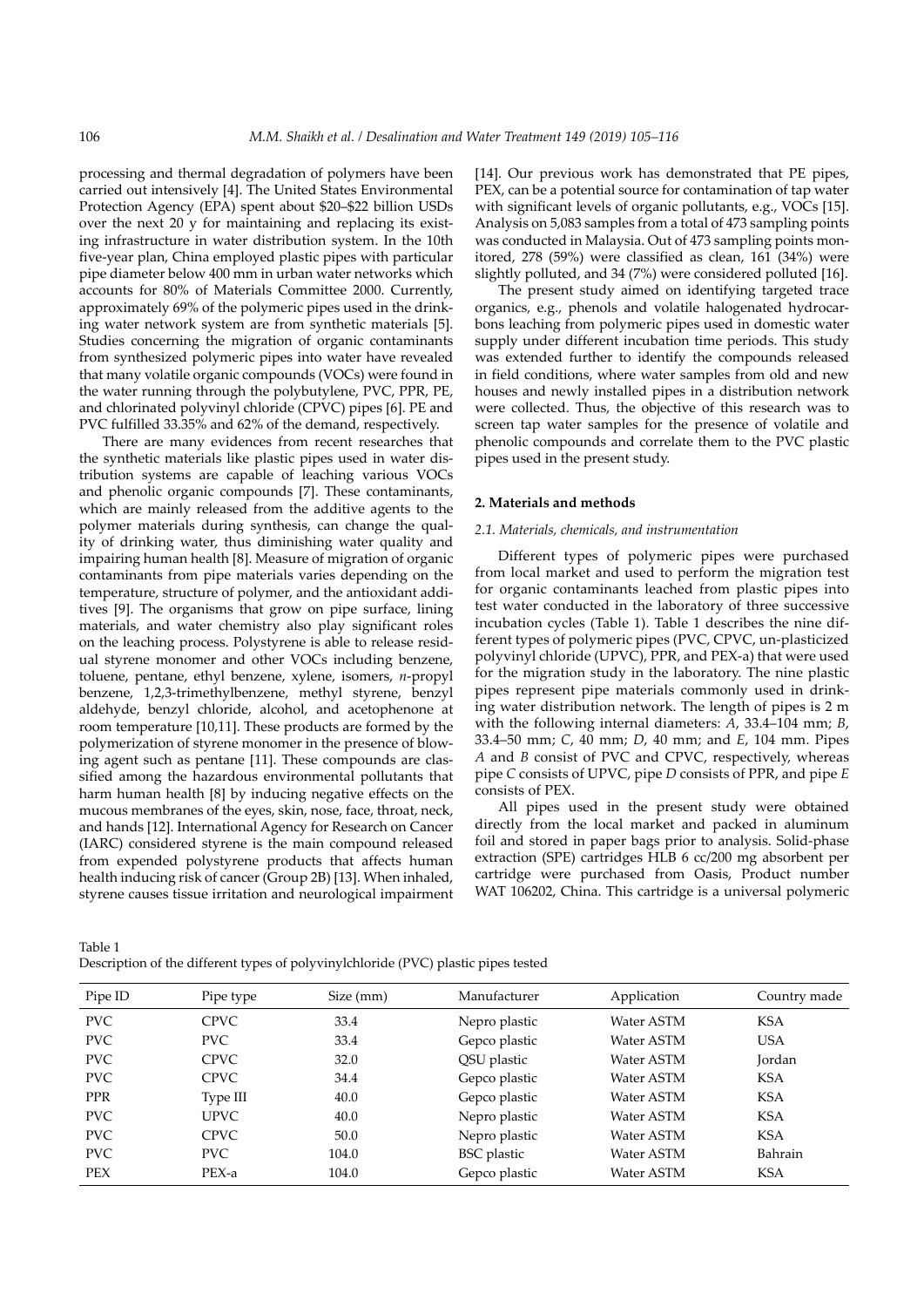processing and thermal degradation of polymers have been carried out intensively [4]. The United States Environmental Protection Agency (EPA) spent about $20–$22 billion USDs over the next 20 y for maintaining and replacing its existing infrastructure in water distribution system. In the 10th five-year plan, China employed plastic pipes with particular pipe diameter below 400 mm in urban water networks which accounts for 80% of Materials Committee 2000. Currently, approximately 69% of the polymeric pipes used in the drinking water network system are from synthetic materials [5]. Studies concerning the migration of organic contaminants from synthesized polymeric pipes into water have revealed that many volatile organic compounds (VOCs) were found in the water running through the polybutylene, PVC, PPR, PE, and chlorinated polyvinyl chloride (CPVC) pipes [6]. PE and PVC fulfilled 33.35% and 62% of the demand, respectively.

There are many evidences from recent researches that the synthetic materials like plastic pipes used in water distribution systems are capable of leaching various VOCs and phenolic organic compounds [7]. These contaminants, which are mainly released from the additive agents to the polymer materials during synthesis, can change the quality of drinking water, thus diminishing water quality and impairing human health [8]. Measure of migration of organic contaminants from pipe materials varies depending on the temperature, structure of polymer, and the antioxidant additives [9]. The organisms that grow on pipe surface, lining materials, and water chemistry also play significant roles on the leaching process. Polystyrene is able to release residual styrene monomer and other VOCs including benzene, toluene, pentane, ethyl benzene, xylene, isomers, *n*-propyl benzene, 1,2,3-trimethylbenzene, methyl styrene, benzyl aldehyde, benzyl chloride, alcohol, and acetophenone at room temperature [10,11]. These products are formed by the polymerization of styrene monomer in the presence of blowing agent such as pentane [11]. These compounds are classified among the hazardous environmental pollutants that harm human health [8] by inducing negative effects on the mucous membranes of the eyes, skin, nose, face, throat, neck, and hands [12]. International Agency for Research on Cancer (IARC) considered styrene is the main compound released from expended polystyrene products that affects human health inducing risk of cancer (Group 2B) [13]. When inhaled, styrene causes tissue irritation and neurological impairment [14]. Our previous work has demonstrated that PE pipes, PEX, can be a potential source for contamination of tap water with significant levels of organic pollutants, e.g., VOCs [15]. Analysis on 5,083 samples from a total of 473 sampling points was conducted in Malaysia. Out of 473 sampling points monitored, 278 (59%) were classified as clean, 161 (34%) were slightly polluted, and 34 (7%) were considered polluted [16].

The present study aimed on identifying targeted trace organics, e.g., phenols and volatile halogenated hydrocarbons leaching from polymeric pipes used in domestic water supply under different incubation time periods. This study was extended further to identify the compounds released in field conditions, where water samples from old and new houses and newly installed pipes in a distribution network were collected. Thus, the objective of this research was to screen tap water samples for the presence of volatile and phenolic compounds and correlate them to the PVC plastic pipes used in the present study.

## 2. Materials and methods

### 2.1. Materials, chemicals, and instrumentation

Different types of polymeric pipes were purchased from local market and used to perform the migration test for organic contaminants leached from plastic pipes into test water conducted in the laboratory of three successive incubation cycles (Table 1). Table 1 describes the nine different types of polymeric pipes (PVC, CPVC, un-plasticized polyvinyl chloride (UPVC), PPR, and PEX-a) that were used for the migration study in the laboratory. The nine plastic pipes represent pipe materials commonly used in drinking water distribution network. The length of pipes is 2 m with the following internal diameters: *A*, 33.4–104 mm; *B*, 33.4–50 mm; *C*, 40 mm; *D*, 40 mm; and *E*, 104 mm. Pipes *A* and *B* consist of PVC and CPVC, respectively, whereas pipe *C* consists of UPVC, pipe *D* consists of PPR, and pipe *E* consists of PEX.

All pipes used in the present study were obtained directly from the local market and packed in aluminum foil and stored in paper bags prior to analysis. Solid-phase extraction (SPE) cartridges HLB 6 cc/200 mg absorbent per cartridge were purchased from Oasis, Product number WAT 106202, China. This cartridge is a universal polymeric

Table 1
Description of the different types of polyvinylchloride (PVC) plastic pipes tested

| Pipe ID | Pipe type | Size (mm) | Manufacturer | Application | Country made |
|---|---|---|---|---|---|
| PVC | CPVC | 33.4 | Nepro plastic | Water ASTM | KSA |
| PVC | PVC | 33.4 | Gepco plastic | Water ASTM | USA |
| PVC | CPVC | 32.0 | QSU plastic | Water ASTM | Jordan |
| PVC | CPVC | 34.4 | Gepco plastic | Water ASTM | KSA |
| PPR | Type III | 40.0 | Gepco plastic | Water ASTM | KSA |
| PVC | UPVC | 40.0 | Nepro plastic | Water ASTM | KSA |
| PVC | CPVC | 50.0 | Nepro plastic | Water ASTM | KSA |
| PVC | PVC | 104.0 | BSC plastic | Water ASTM | Bahrain |
| PEX | PEX-a | 104.0 | Gepco plastic | Water ASTM | KSA |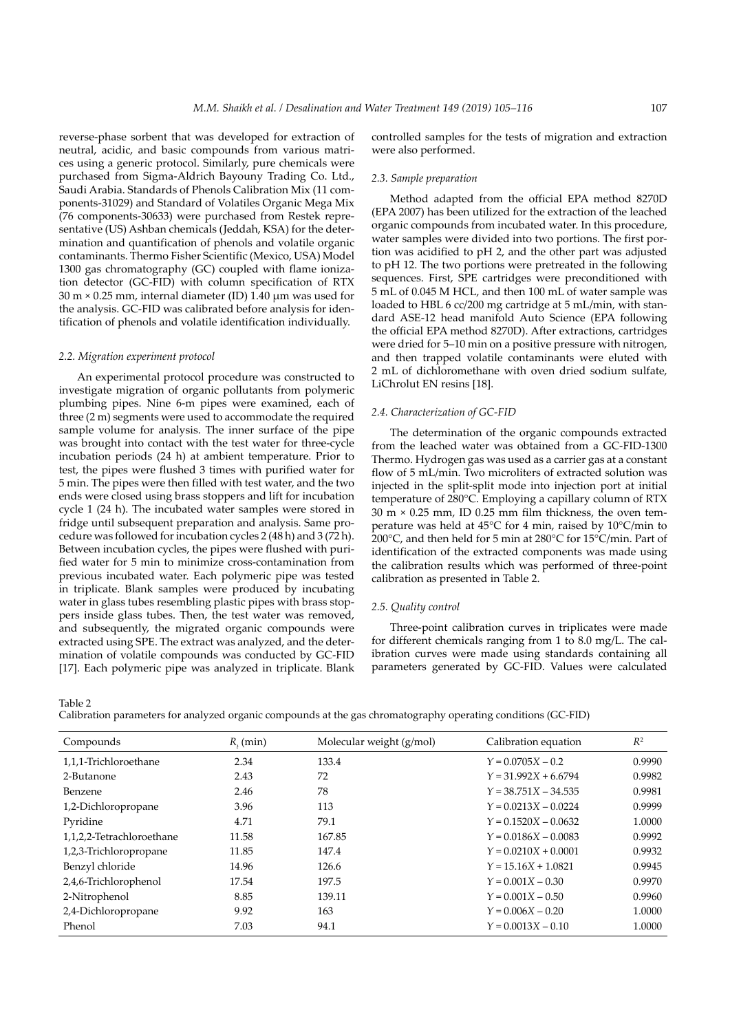reverse-phase sorbent that was developed for extraction of neutral, acidic, and basic compounds from various matrices using a generic protocol. Similarly, pure chemicals were purchased from Sigma-Aldrich Bayouny Trading Co. Ltd., Saudi Arabia. Standards of Phenols Calibration Mix (11 components-31029) and Standard of Volatiles Organic Mega Mix (76 components-30633) were purchased from Restek representative (US) Ashban chemicals (Jeddah, KSA) for the determination and quantification of phenols and volatile organic contaminants. Thermo Fisher Scientific (Mexico, USA) Model 1300 gas chromatography (GC) coupled with flame ionization detector (GC-FID) with column specification of RTX 30 m × 0.25 mm, internal diameter (ID) 1.40 μm was used for the analysis. GC-FID was calibrated before analysis for identification of phenols and volatile identification individually.

### 2.2. Migration experiment protocol

An experimental protocol procedure was constructed to investigate migration of organic pollutants from polymeric plumbing pipes. Nine 6-m pipes were examined, each of three (2 m) segments were used to accommodate the required sample volume for analysis. The inner surface of the pipe was brought into contact with the test water for three-cycle incubation periods (24 h) at ambient temperature. Prior to test, the pipes were flushed 3 times with purified water for 5 min. The pipes were then filled with test water, and the two ends were closed using brass stoppers and lift for incubation cycle 1 (24 h). The incubated water samples were stored in fridge until subsequent preparation and analysis. Same procedure was followed for incubation cycles 2 (48 h) and 3 (72 h). Between incubation cycles, the pipes were flushed with purified water for 5 min to minimize cross-contamination from previous incubated water. Each polymeric pipe was tested in triplicate. Blank samples were produced by incubating water in glass tubes resembling plastic pipes with brass stoppers inside glass tubes. Then, the test water was removed, and subsequently, the migrated organic compounds were extracted using SPE. The extract was analyzed, and the determination of volatile compounds was conducted by GC-FID [17]. Each polymeric pipe was analyzed in triplicate. Blank controlled samples for the tests of migration and extraction were also performed.

### 2.3. Sample preparation

Method adapted from the official EPA method 8270D (EPA 2007) has been utilized for the extraction of the leached organic compounds from incubated water. In this procedure, water samples were divided into two portions. The first portion was acidified to pH 2, and the other part was adjusted to pH 12. The two portions were pretreated in the following sequences. First, SPE cartridges were preconditioned with 5 mL of 0.045 M HCL, and then 100 mL of water sample was loaded to HBL 6 cc/200 mg cartridge at 5 mL/min, with standard ASE-12 head manifold Auto Science (EPA following the official EPA method 8270D). After extractions, cartridges were dried for 5–10 min on a positive pressure with nitrogen, and then trapped volatile contaminants were eluted with 2 mL of dichloromethane with oven dried sodium sulfate, LiChrolut EN resins [18].

### 2.4. Characterization of GC-FID

The determination of the organic compounds extracted from the leached water was obtained from a GC-FID-1300 Thermo. Hydrogen gas was used as a carrier gas at a constant flow of 5 mL/min. Two microliters of extracted solution was injected in the split-split mode into injection port at initial temperature of 280°C. Employing a capillary column of RTX 30 m × 0.25 mm, ID 0.25 mm film thickness, the oven temperature was held at 45°C for 4 min, raised by 10°C/min to 200°C, and then held for 5 min at 280°C for 15°C/min. Part of identification of the extracted components was made using the calibration results which was performed of three-point calibration as presented in Table 2.

### 2.5. Quality control

Three-point calibration curves in triplicates were made for different chemicals ranging from 1 to 8.0 mg/L. The calibration curves were made using standards containing all parameters generated by GC-FID. Values were calculated

Table 2
Calibration parameters for analyzed organic compounds at the gas chromatography operating conditions (GC-FID)

| Compounds | $R_t$ (min) | Molecular weight (g/mol) | Calibration equation | $R^2$ |
|---|---|---|---|---|
| 1,1,1-Trichloroethane | 2.34 | 133.4 | $Y = 0.0705X - 0.2$ | 0.9990 |
| 2-Butanone | 2.43 | 72 | $Y = 31.992X + 6.6794$ | 0.9982 |
| Benzene | 2.46 | 78 | $Y = 38.751X - 34.535$ | 0.9981 |
| 1,2-Dichloropropane | 3.96 | 113 | $Y = 0.0213X - 0.0224$ | 0.9999 |
| Pyridine | 4.71 | 79.1 | $Y = 0.1520X - 0.0632$ | 1.0000 |
| 1,1,2,2-Tetrachloroethane | 11.58 | 167.85 | $Y = 0.0186X - 0.0083$ | 0.9992 |
| 1,2,3-Trichloropropane | 11.85 | 147.4 | $Y = 0.0210X + 0.0001$ | 0.9932 |
| Benzyl chloride | 14.96 | 126.6 | $Y = 15.16X + 1.0821$ | 0.9945 |
| 2,4,6-Trichlorophenol | 17.54 | 197.5 | $Y = 0.001X - 0.30$ | 0.9970 |
| 2-Nitrophenol | 8.85 | 139.11 | $Y = 0.001X - 0.50$ | 0.9960 |
| 2,4-Dichloropropane | 9.92 | 163 | $Y = 0.006X - 0.20$ | 1.0000 |
| Phenol | 7.03 | 94.1 | $Y = 0.0013X - 0.10$ | 1.0000 |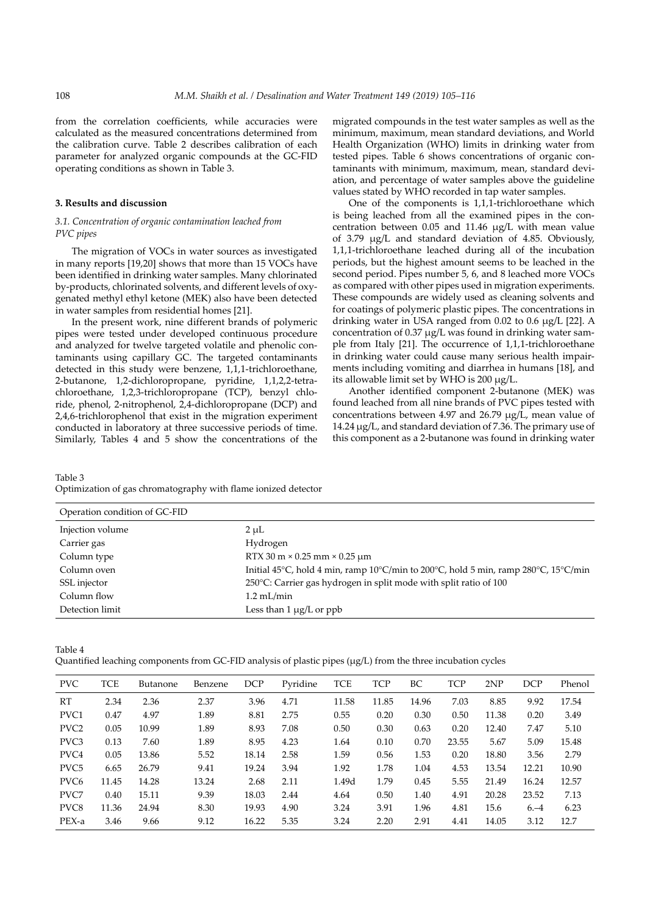from the correlation coefficients, while accuracies were calculated as the measured concentrations determined from the calibration curve. Table 2 describes calibration of each parameter for analyzed organic compounds at the GC-FID operating conditions as shown in Table 3.

## 3. Results and discussion

### 3.1. Concentration of organic contamination leached from PVC pipes

The migration of VOCs in water sources as investigated in many reports [19,20] shows that more than 15 VOCs have been identified in drinking water samples. Many chlorinated by-products, chlorinated solvents, and different levels of oxygenated methyl ethyl ketone (MEK) also have been detected in water samples from residential homes [21].

In the present work, nine different brands of polymeric pipes were tested under developed continuous procedure and analyzed for twelve targeted volatile and phenolic contaminants using capillary GC. The targeted contaminants detected in this study were benzene, 1,1,1-trichloroethane, 2-butanone, 1,2-dichloropropane, pyridine, 1,1,2,2-tetrachloroethane, 1,2,3-trichloropropane (TCP), benzyl chloride, phenol, 2-nitrophenol, 2,4-dichloropropane (DCP) and 2,4,6-trichlorophenol that exist in the migration experiment conducted in laboratory at three successive periods of time. Similarly, Tables 4 and 5 show the concentrations of the migrated compounds in the test water samples as well as the minimum, maximum, mean standard deviations, and World Health Organization (WHO) limits in drinking water from tested pipes. Table 6 shows concentrations of organic contaminants with minimum, maximum, mean, standard deviation, and percentage of water samples above the guideline values stated by WHO recorded in tap water samples.

One of the components is 1,1,1-trichloroethane which is being leached from all the examined pipes in the concentration between 0.05 and 11.46 μg/L with mean value of 3.79 μg/L and standard deviation of 4.85. Obviously, 1,1,1-trichloroethane leached during all of the incubation periods, but the highest amount seems to be leached in the second period. Pipes number 5, 6, and 8 leached more VOCs as compared with other pipes used in migration experiments. These compounds are widely used as cleaning solvents and for coatings of polymeric plastic pipes. The concentrations in drinking water in USA ranged from 0.02 to 0.6 μg/L [22]. A concentration of 0.37 μg/L was found in drinking water sample from Italy [21]. The occurrence of 1,1,1-trichloroethane in drinking water could cause many serious health impairments including vomiting and diarrhea in humans [18], and its allowable limit set by WHO is 200 μg/L.

Another identified component 2-butanone (MEK) was found leached from all nine brands of PVC pipes tested with concentrations between 4.97 and 26.79 μg/L, mean value of 14.24 μg/L, and standard deviation of 7.36. The primary use of this component as a 2-butanone was found in drinking water

Table 3
Optimization of gas chromatography with flame ionized detector

| Operation condition of GC-FID | |
|---|---|
| Injection volume | 2 μL |
| Carrier gas | Hydrogen |
| Column type | RTX 30 m × 0.25 mm × 0.25 μm |
| Column oven | Initial 45°C, hold 4 min, ramp 10°C/min to 200°C, hold 5 min, ramp 280°C, 15°C/min |
| SSL injector | 250°C: Carrier gas hydrogen in split mode with split ratio of 100 |
| Column flow | 1.2 mL/min |
| Detection limit | Less than 1 μg/L or ppb |

Table 4
Quantified leaching components from GC-FID analysis of plastic pipes (μg/L) from the three incubation cycles

| PVC | TCE | Butanone | Benzene | DCP | Pyridine | TCE | TCP | BC | TCP | 2NP | DCP | Phenol |
|---|---|---|---|---|---|---|---|---|---|---|---|---|
| RT | 2.34 | 2.36 | 2.37 | 3.96 | 4.71 | 11.58 | 11.85 | 14.96 | 7.03 | 8.85 | 9.92 | 17.54 |
| PVC1 | 0.47 | 4.97 | 1.89 | 8.81 | 2.75 | 0.55 | 0.20 | 0.30 | 0.50 | 11.38 | 0.20 | 3.49 |
| PVC2 | 0.05 | 10.99 | 1.89 | 8.93 | 7.08 | 0.50 | 0.30 | 0.63 | 0.20 | 12.40 | 7.47 | 5.10 |
| PVC3 | 0.13 | 7.60 | 1.89 | 8.95 | 4.23 | 1.64 | 0.10 | 0.70 | 23.55 | 5.67 | 5.09 | 15.48 |
| PVC4 | 0.05 | 13.86 | 5.52 | 18.14 | 2.58 | 1.59 | 0.56 | 1.53 | 0.20 | 18.80 | 3.56 | 2.79 |
| PVC5 | 6.65 | 26.79 | 9.41 | 19.24 | 3.94 | 1.92 | 1.78 | 1.04 | 4.53 | 13.54 | 12.21 | 10.90 |
| PVC6 | 11.45 | 14.28 | 13.24 | 2.68 | 2.11 | 1.49d | 1.79 | 0.45 | 5.55 | 21.49 | 16.24 | 12.57 |
| PVC7 | 0.40 | 15.11 | 9.39 | 18.03 | 2.44 | 4.64 | 0.50 | 1.40 | 4.91 | 20.28 | 23.52 | 7.13 |
| PVC8 | 11.36 | 24.94 | 8.30 | 19.93 | 4.90 | 3.24 | 3.91 | 1.96 | 4.81 | 15.6 | 6.–4 | 6.23 |
| PEX-a | 3.46 | 9.66 | 9.12 | 16.22 | 5.35 | 3.24 | 2.20 | 2.91 | 4.41 | 14.05 | 3.12 | 12.7 |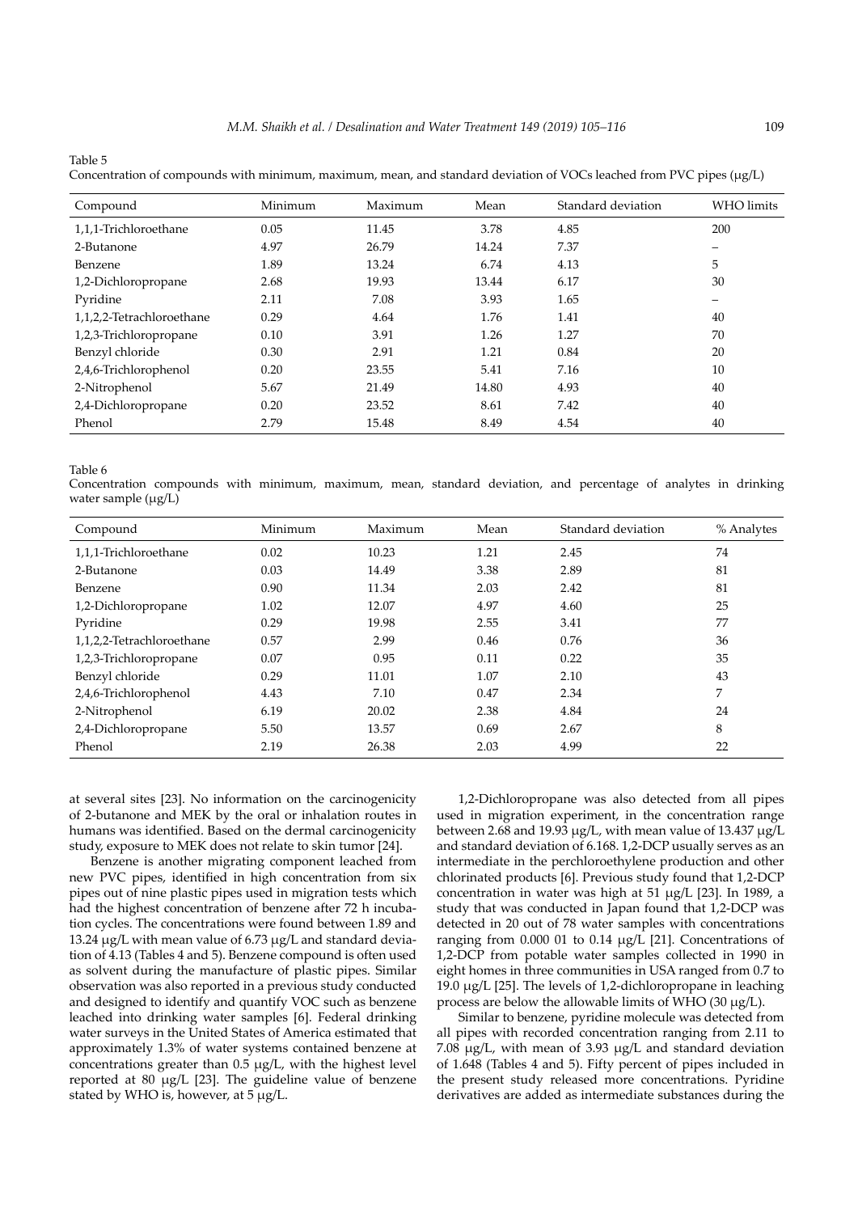Table 5
Concentration of compounds with minimum, maximum, mean, and standard deviation of VOCs leached from PVC pipes (μg/L)

| Compound | Minimum | Maximum | Mean | Standard deviation | WHO limits |
|---|---|---|---|---|---|
| 1,1,1-Trichloroethane | 0.05 | 11.45 | 3.78 | 4.85 | 200 |
| 2-Butanone | 4.97 | 26.79 | 14.24 | 7.37 | – |
| Benzene | 1.89 | 13.24 | 6.74 | 4.13 | 5 |
| 1,2-Dichloropropane | 2.68 | 19.93 | 13.44 | 6.17 | 30 |
| Pyridine | 2.11 | 7.08 | 3.93 | 1.65 | – |
| 1,1,2,2-Tetrachloroethane | 0.29 | 4.64 | 1.76 | 1.41 | 40 |
| 1,2,3-Trichloropropane | 0.10 | 3.91 | 1.26 | 1.27 | 70 |
| Benzyl chloride | 0.30 | 2.91 | 1.21 | 0.84 | 20 |
| 2,4,6-Trichlorophenol | 0.20 | 23.55 | 5.41 | 7.16 | 10 |
| 2-Nitrophenol | 5.67 | 21.49 | 14.80 | 4.93 | 40 |
| 2,4-Dichloropropane | 0.20 | 23.52 | 8.61 | 7.42 | 40 |
| Phenol | 2.79 | 15.48 | 8.49 | 4.54 | 40 |

Table 6
Concentration compounds with minimum, maximum, mean, standard deviation, and percentage of analytes in drinking water sample (μg/L)

| Compound | Minimum | Maximum | Mean | Standard deviation | % Analytes |
|---|---|---|---|---|---|
| 1,1,1-Trichloroethane | 0.02 | 10.23 | 1.21 | 2.45 | 74 |
| 2-Butanone | 0.03 | 14.49 | 3.38 | 2.89 | 81 |
| Benzene | 0.90 | 11.34 | 2.03 | 2.42 | 81 |
| 1,2-Dichloropropane | 1.02 | 12.07 | 4.97 | 4.60 | 25 |
| Pyridine | 0.29 | 19.98 | 2.55 | 3.41 | 77 |
| 1,1,2,2-Tetrachloroethane | 0.57 | 2.99 | 0.46 | 0.76 | 36 |
| 1,2,3-Trichloropropane | 0.07 | 0.95 | 0.11 | 0.22 | 35 |
| Benzyl chloride | 0.29 | 11.01 | 1.07 | 2.10 | 43 |
| 2,4,6-Trichlorophenol | 4.43 | 7.10 | 0.47 | 2.34 | 7 |
| 2-Nitrophenol | 6.19 | 20.02 | 2.38 | 4.84 | 24 |
| 2,4-Dichloropropane | 5.50 | 13.57 | 0.69 | 2.67 | 8 |
| Phenol | 2.19 | 26.38 | 2.03 | 4.99 | 22 |

at several sites [23]. No information on the carcinogenicity of 2-butanone and MEK by the oral or inhalation routes in humans was identified. Based on the dermal carcinogenicity study, exposure to MEK does not relate to skin tumor [24].

Benzene is another migrating component leached from new PVC pipes, identified in high concentration from six pipes out of nine plastic pipes used in migration tests which had the highest concentration of benzene after 72 h incubation cycles. The concentrations were found between 1.89 and 13.24 μg/L with mean value of 6.73 μg/L and standard deviation of 4.13 (Tables 4 and 5). Benzene compound is often used as solvent during the manufacture of plastic pipes. Similar observation was also reported in a previous study conducted and designed to identify and quantify VOC such as benzene leached into drinking water samples [6]. Federal drinking water surveys in the United States of America estimated that approximately 1.3% of water systems contained benzene at concentrations greater than 0.5 μg/L, with the highest level reported at 80 μg/L [23]. The guideline value of benzene stated by WHO is, however, at 5 μg/L.

1,2-Dichloropropane was also detected from all pipes used in migration experiment, in the concentration range between 2.68 and 19.93 μg/L, with mean value of 13.437 μg/L and standard deviation of 6.168. 1,2-DCP usually serves as an intermediate in the perchloroethylene production and other chlorinated products [6]. Previous study found that 1,2-DCP concentration in water was high at 51 μg/L [23]. In 1989, a study that was conducted in Japan found that 1,2-DCP was detected in 20 out of 78 water samples with concentrations ranging from 0.000 01 to 0.14 μg/L [21]. Concentrations of 1,2-DCP from potable water samples collected in 1990 in eight homes in three communities in USA ranged from 0.7 to 19.0 μg/L [25]. The levels of 1,2-dichloropropane in leaching process are below the allowable limits of WHO (30 μg/L).

Similar to benzene, pyridine molecule was detected from all pipes with recorded concentration ranging from 2.11 to 7.08 μg/L, with mean of 3.93 μg/L and standard deviation of 1.648 (Tables 4 and 5). Fifty percent of pipes included in the present study released more concentrations. Pyridine derivatives are added as intermediate substances during the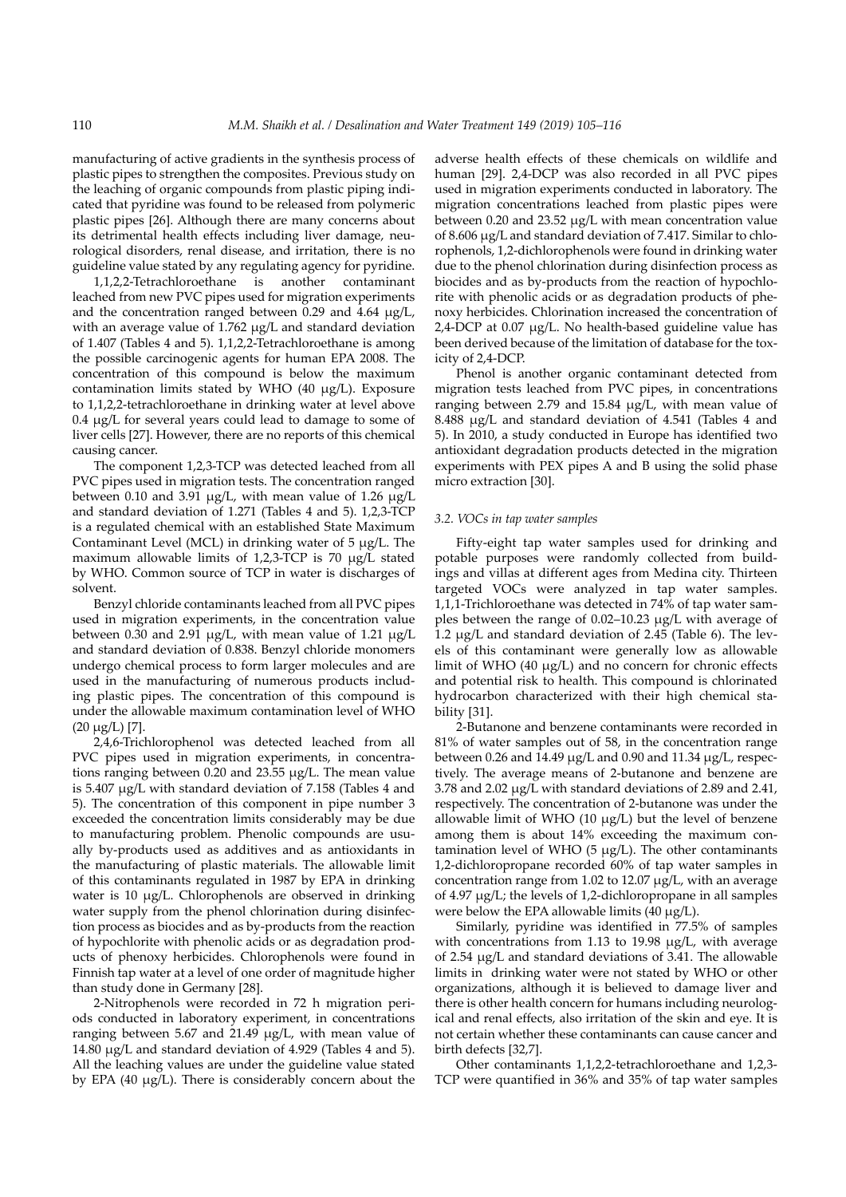manufacturing of active gradients in the synthesis process of plastic pipes to strengthen the composites. Previous study on the leaching of organic compounds from plastic piping indicated that pyridine was found to be released from polymeric plastic pipes [26]. Although there are many concerns about its detrimental health effects including liver damage, neurological disorders, renal disease, and irritation, there is no guideline value stated by any regulating agency for pyridine.

1,1,2,2-Tetrachloroethane is another contaminant leached from new PVC pipes used for migration experiments and the concentration ranged between 0.29 and 4.64 μg/L, with an average value of 1.762 μg/L and standard deviation of 1.407 (Tables 4 and 5). 1,1,2,2-Tetrachloroethane is among the possible carcinogenic agents for human EPA 2008. The concentration of this compound is below the maximum contamination limits stated by WHO (40 μg/L). Exposure to 1,1,2,2-tetrachloroethane in drinking water at level above 0.4 μg/L for several years could lead to damage to some of liver cells [27]. However, there are no reports of this chemical causing cancer.

The component 1,2,3-TCP was detected leached from all PVC pipes used in migration tests. The concentration ranged between 0.10 and 3.91 μg/L, with mean value of 1.26 μg/L and standard deviation of 1.271 (Tables 4 and 5). 1,2,3-TCP is a regulated chemical with an established State Maximum Contaminant Level (MCL) in drinking water of 5 μg/L. The maximum allowable limits of 1,2,3-TCP is 70 μg/L stated by WHO. Common source of TCP in water is discharges of solvent.

Benzyl chloride contaminants leached from all PVC pipes used in migration experiments, in the concentration value between 0.30 and 2.91 μg/L, with mean value of 1.21 μg/L and standard deviation of 0.838. Benzyl chloride monomers undergo chemical process to form larger molecules and are used in the manufacturing of numerous products including plastic pipes. The concentration of this compound is under the allowable maximum contamination level of WHO (20 μg/L) [7].

2,4,6-Trichlorophenol was detected leached from all PVC pipes used in migration experiments, in concentrations ranging between 0.20 and 23.55 μg/L. The mean value is 5.407 μg/L with standard deviation of 7.158 (Tables 4 and 5). The concentration of this component in pipe number 3 exceeded the concentration limits considerably may be due to manufacturing problem. Phenolic compounds are usually by-products used as additives and as antioxidants in the manufacturing of plastic materials. The allowable limit of this contaminants regulated in 1987 by EPA in drinking water is 10 μg/L. Chlorophenols are observed in drinking water supply from the phenol chlorination during disinfection process as biocides and as by-products from the reaction of hypochlorite with phenolic acids or as degradation products of phenoxy herbicides. Chlorophenols were found in Finnish tap water at a level of one order of magnitude higher than study done in Germany [28].

2-Nitrophenols were recorded in 72 h migration periods conducted in laboratory experiment, in concentrations ranging between 5.67 and 21.49 μg/L, with mean value of 14.80 μg/L and standard deviation of 4.929 (Tables 4 and 5). All the leaching values are under the guideline value stated by EPA (40 μg/L). There is considerably concern about the adverse health effects of these chemicals on wildlife and human [29]. 2,4-DCP was also recorded in all PVC pipes used in migration experiments conducted in laboratory. The migration concentrations leached from plastic pipes were between 0.20 and 23.52 μg/L with mean concentration value of 8.606 μg/L and standard deviation of 7.417. Similar to chlorophenols, 1,2-dichlorophenols were found in drinking water due to the phenol chlorination during disinfection process as biocides and as by-products from the reaction of hypochlorite with phenolic acids or as degradation products of phenoxy herbicides. Chlorination increased the concentration of 2,4-DCP at 0.07 μg/L. No health-based guideline value has been derived because of the limitation of database for the toxicity of 2,4-DCP.

Phenol is another organic contaminant detected from migration tests leached from PVC pipes, in concentrations ranging between 2.79 and 15.84 μg/L, with mean value of 8.488 μg/L and standard deviation of 4.541 (Tables 4 and 5). In 2010, a study conducted in Europe has identified two antioxidant degradation products detected in the migration experiments with PEX pipes A and B using the solid phase micro extraction [30].

### 3.2. VOCs in tap water samples

Fifty-eight tap water samples used for drinking and potable purposes were randomly collected from buildings and villas at different ages from Medina city. Thirteen targeted VOCs were analyzed in tap water samples. 1,1,1-Trichloroethane was detected in 74% of tap water samples between the range of 0.02–10.23 μg/L with average of 1.2 μg/L and standard deviation of 2.45 (Table 6). The levels of this contaminant were generally low as allowable limit of WHO (40 μg/L) and no concern for chronic effects and potential risk to health. This compound is chlorinated hydrocarbon characterized with their high chemical stability [31].

2-Butanone and benzene contaminants were recorded in 81% of water samples out of 58, in the concentration range between 0.26 and 14.49 μg/L and 0.90 and 11.34 μg/L, respectively. The average means of 2-butanone and benzene are 3.78 and 2.02 μg/L with standard deviations of 2.89 and 2.41, respectively. The concentration of 2-butanone was under the allowable limit of WHO (10 μg/L) but the level of benzene among them is about 14% exceeding the maximum contamination level of WHO (5 μg/L). The other contaminants 1,2-dichloropropane recorded 60% of tap water samples in concentration range from 1.02 to 12.07 μg/L, with an average of 4.97 μg/L; the levels of 1,2-dichloropropane in all samples were below the EPA allowable limits (40 μg/L).

Similarly, pyridine was identified in 77.5% of samples with concentrations from 1.13 to 19.98 μg/L, with average of 2.54 μg/L and standard deviations of 3.41. The allowable limits in drinking water were not stated by WHO or other organizations, although it is believed to damage liver and there is other health concern for humans including neurological and renal effects, also irritation of the skin and eye. It is not certain whether these contaminants can cause cancer and birth defects [32,7].

Other contaminants 1,1,2,2-tetrachloroethane and 1,2,3-TCP were quantified in 36% and 35% of tap water samples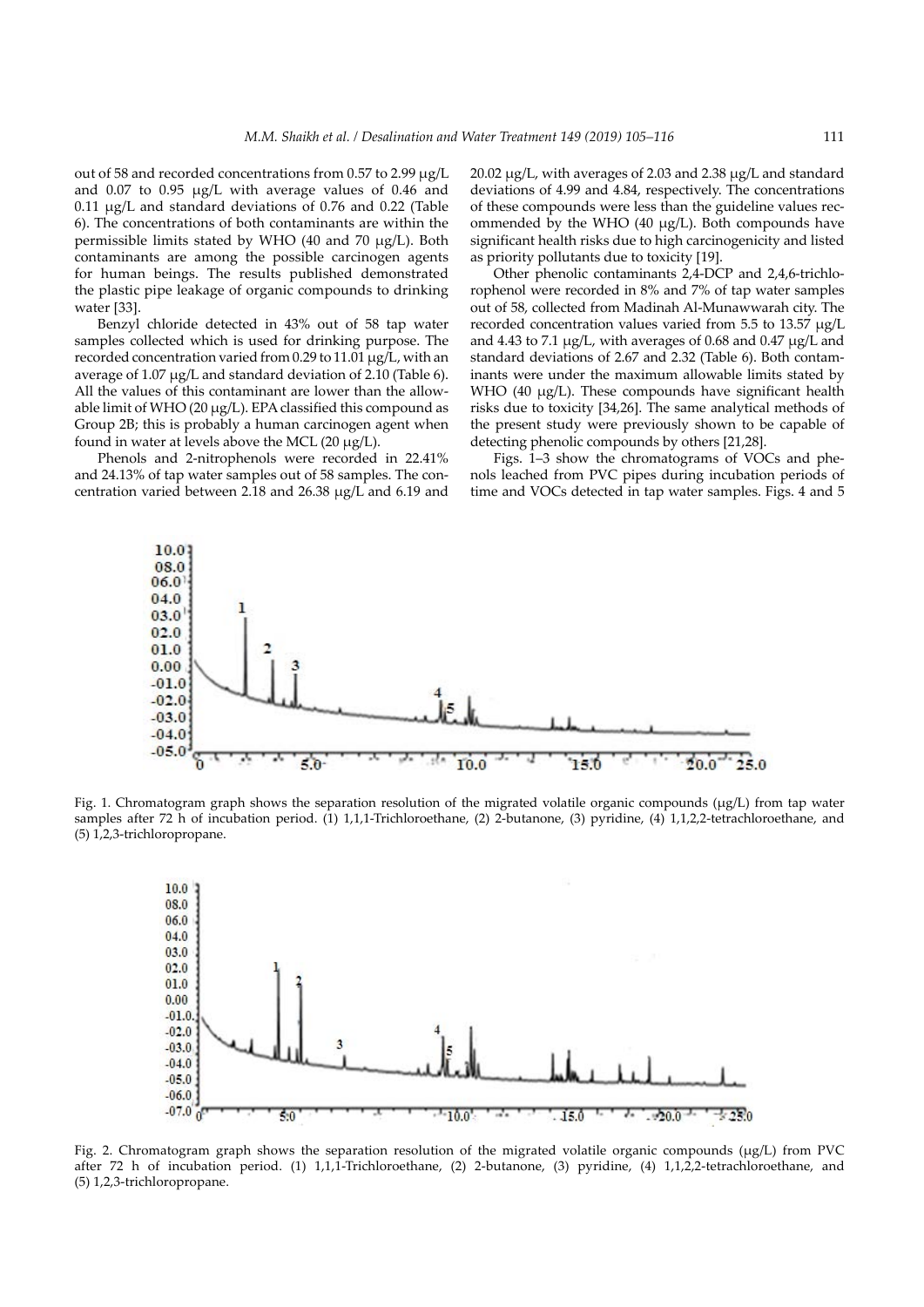out of 58 and recorded concentrations from 0.57 to 2.99 μg/L and 0.07 to 0.95 μg/L with average values of 0.46 and 0.11 μg/L and standard deviations of 0.76 and 0.22 (Table 6). The concentrations of both contaminants are within the permissible limits stated by WHO (40 and 70 μg/L). Both contaminants are among the possible carcinogen agents for human beings. The results published demonstrated the plastic pipe leakage of organic compounds to drinking water [33].

Benzyl chloride detected in 43% out of 58 tap water samples collected which is used for drinking purpose. The recorded concentration varied from 0.29 to 11.01 μg/L, with an average of 1.07 μg/L and standard deviation of 2.10 (Table 6). All the values of this contaminant are lower than the allowable limit of WHO (20 μg/L). EPA classified this compound as Group 2B; this is probably a human carcinogen agent when found in water at levels above the MCL (20 μg/L).

Phenols and 2-nitrophenols were recorded in 22.41% and 24.13% of tap water samples out of 58 samples. The concentration varied between 2.18 and 26.38 μg/L and 6.19 and 20.02 μg/L, with averages of 2.03 and 2.38 μg/L and standard deviations of 4.99 and 4.84, respectively. The concentrations of these compounds were less than the guideline values recommended by the WHO (40 μg/L). Both compounds have significant health risks due to high carcinogenicity and listed as priority pollutants due to toxicity [19].

Other phenolic contaminants 2,4-DCP and 2,4,6-trichlorophenol were recorded in 8% and 7% of tap water samples out of 58, collected from Madinah Al-Munawwarah city. The recorded concentration values varied from 5.5 to 13.57 μg/L and 4.43 to 7.1 μg/L, with averages of 0.68 and 0.47 μg/L and standard deviations of 2.67 and 2.32 (Table 6). Both contaminants were under the maximum allowable limits stated by WHO (40 μg/L). These compounds have significant health risks due to toxicity [34,26]. The same analytical methods of the present study were previously shown to be capable of detecting phenolic compounds by others [21,28].

Figs. 1–3 show the chromatograms of VOCs and phenols leached from PVC pipes during incubation periods of time and VOCs detected in tap water samples. Figs. 4 and 5

Fig. 1. Chromatogram graph shows the separation resolution of the migrated volatile organic compounds (μg/L) from tap water samples after 72 h of incubation period. (1) 1,1,1-Trichloroethane, (2) 2-butanone, (3) pyridine, (4) 1,1,2,2-tetrachloroethane, and (5) 1,2,3-trichloropropane.

Fig. 2. Chromatogram graph shows the separation resolution of the migrated volatile organic compounds (μg/L) from PVC after 72 h of incubation period. (1) 1,1,1-Trichloroethane, (2) 2-butanone, (3) pyridine, (4) 1,1,2,2-tetrachloroethane, and (5) 1,2,3-trichloropropane.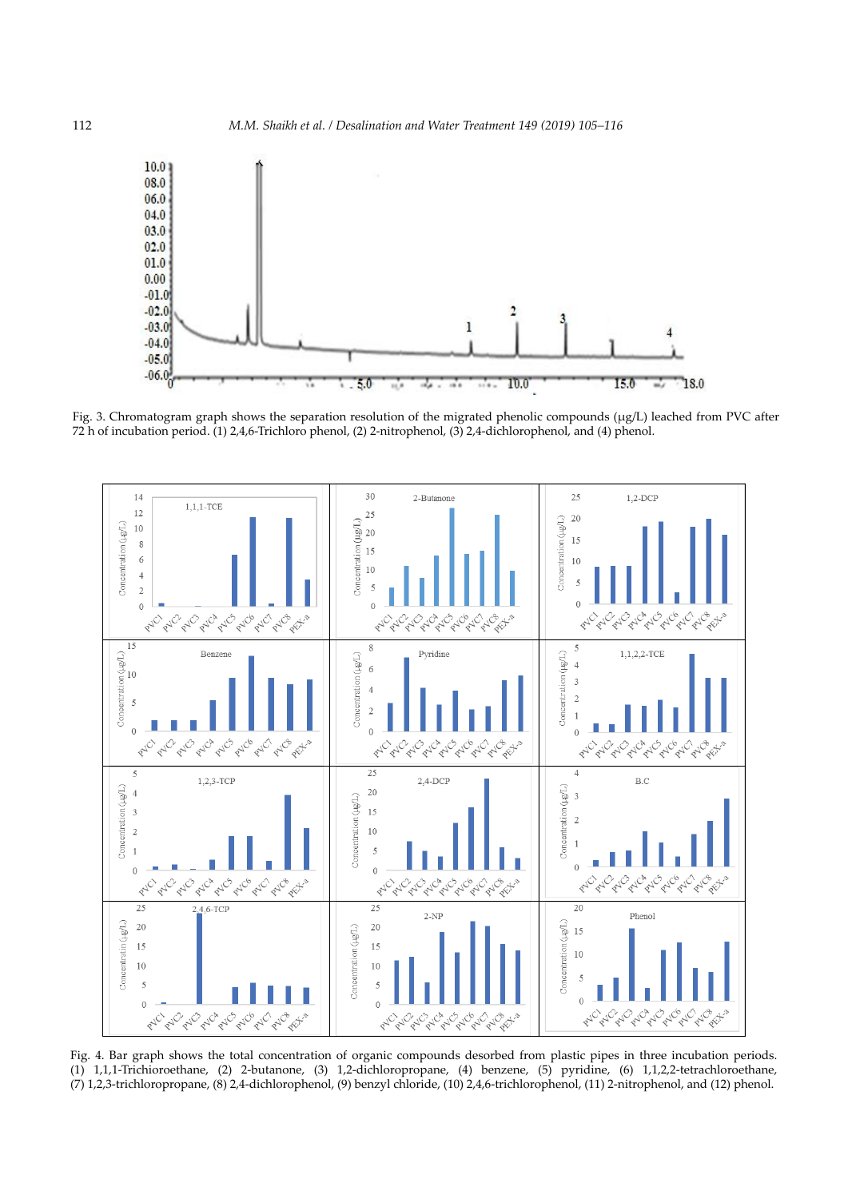Fig. 3. Chromatogram graph shows the separation resolution of the migrated phenolic compounds (μg/L) leached from PVC after 72 h of incubation period. (1) 2,4,6-Trichloro phenol, (2) 2-nitrophenol, (3) 2,4-dichlorophenol, and (4) phenol.

Fig. 4. Bar graph shows the total concentration of organic compounds desorbed from plastic pipes in three incubation periods. (1) 1,1,1-Trichioroethane, (2) 2-butanone, (3) 1,2-dichloropropane, (4) benzene, (5) pyridine, (6) 1,1,2,2-tetrachloroethane, (7) 1,2,3-trichloropropane, (8) 2,4-dichlorophenol, (9) benzyl chloride, (10) 2,4,6-trichlorophenol, (11) 2-nitrophenol, and (12) phenol.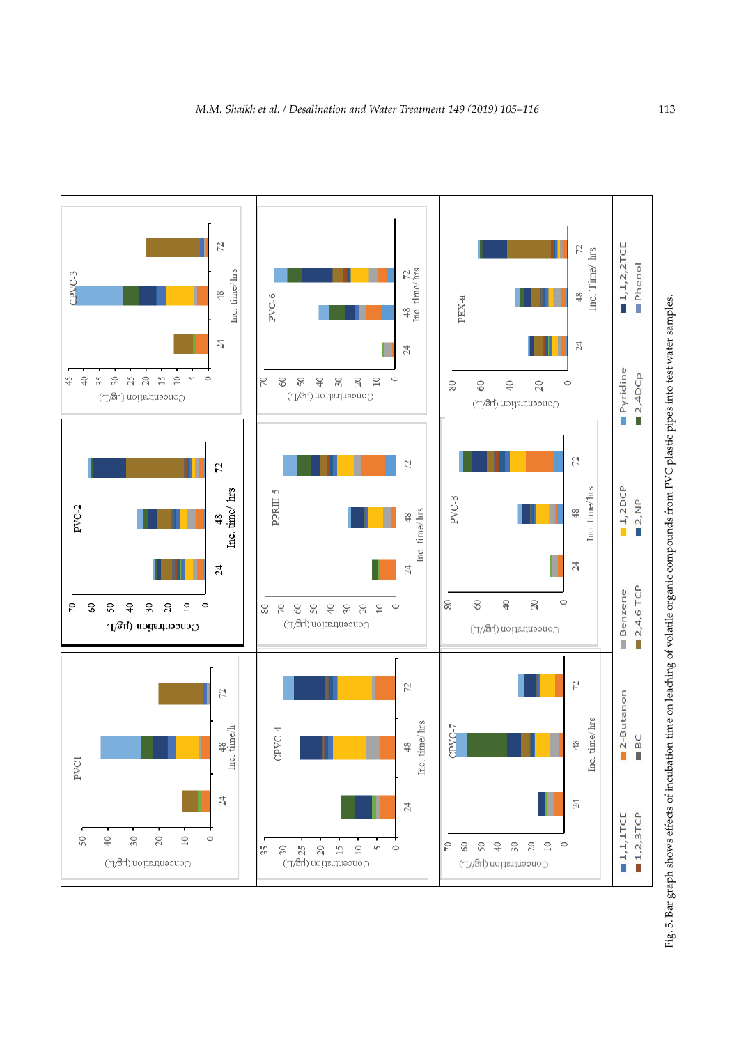Fig. 5. Bar graph shows effects of incubation time on leaching of volatile organic compounds from PVC plastic pipes into test water samples.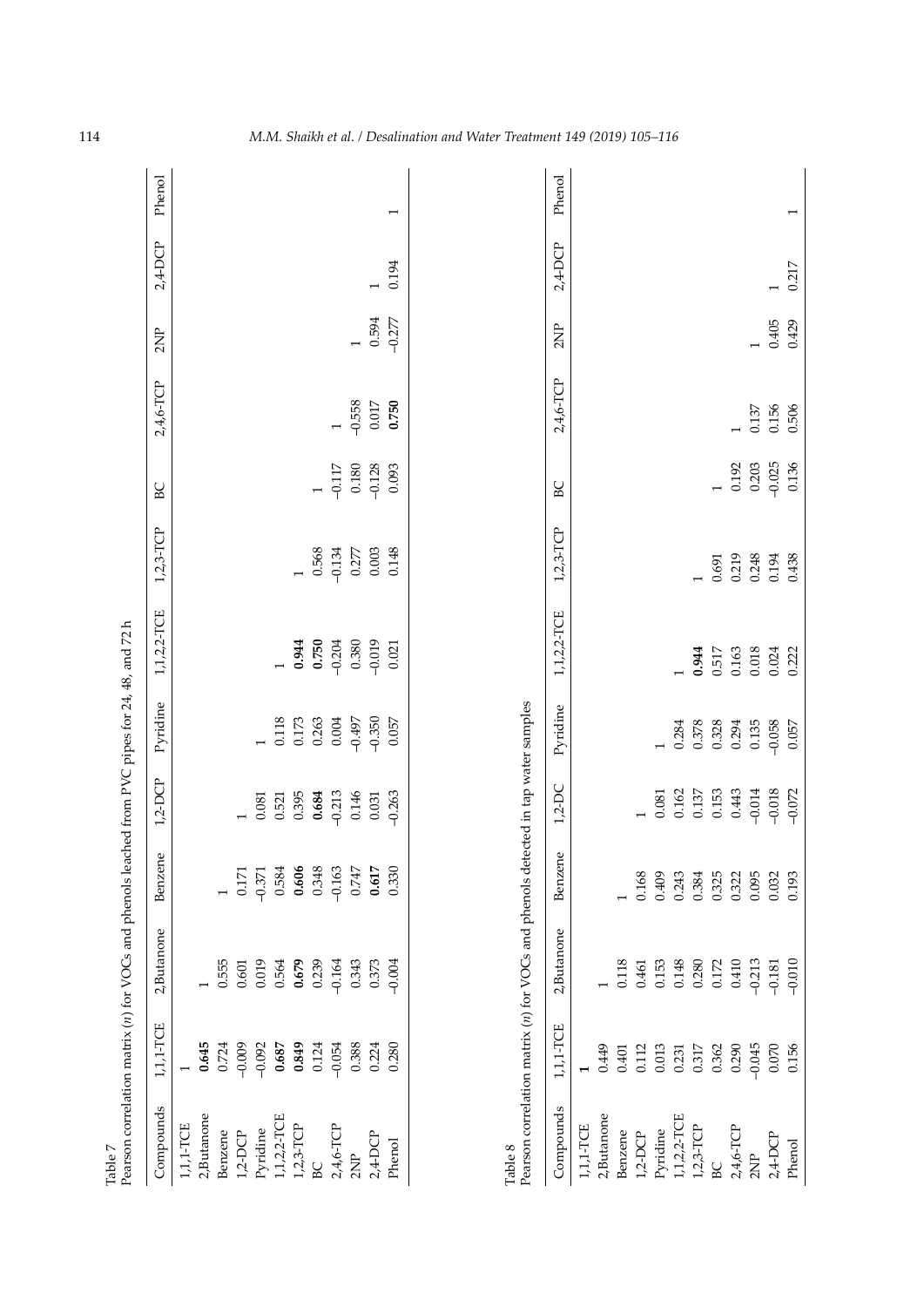Table 7
Pearson correlation matrix (*n*) for VOCs and phenols leached from PVC pipes for 24, 48, and 72 h

| Compounds | 1,1,1-TCE | 2,Butanone | Benzene | 1,2-DCP | Pyridine | 1,1,2,2-TCE | 1,2,3-TCP | BC | 2,4,6-TCP | 2NP | 2,4-DCP | Phenol |
|---|---|---|---|---|---|---|---|---|---|---|---|---|
| 1,1,1-TCE | 1 | | | | | | | | | | | |
| 2,Butanone | **0.645** | 1 | | | | | | | | | | |
| Benzene | 0.724 | 0.555 | 1 | | | | | | | | | |
| 1,2-DCP | –0.009 | 0.601 | 0.171 | 1 | | | | | | | | |
| Pyridine | –0.092 | 0.019 | –0.371 | 0.081 | 1 | | | | | | | |
| 1,1,2,2-TCE | **0.687** | 0.564 | 0.584 | 0.521 | 0.118 | 1 | | | | | | |
| 1,2,3-TCP | **0.849** | **0.679** | **0.606** | 0.395 | 0.173 | **0.944** | 1 | | | | | |
| BC | 0.124 | 0.239 | 0.348 | **0.684** | 0.263 | **0.750** | 0.568 | 1 | | | | |
| 2,4,6-TCP | –0.054 | –0.164 | –0.163 | –0.213 | 0.004 | –0.204 | –0.134 | –0.117 | 1 | | | |
| 2NP | 0.388 | 0.343 | 0.747 | 0.146 | –0.497 | 0.380 | 0.277 | 0.180 | –0.558 | 1 | | |
| 2,4-DCP | 0.224 | 0.373 | **0.617** | 0.031 | –0.350 | –0.019 | 0.003 | –0.128 | 0.017 | 0.594 | 1 | |
| Phenol | 0.280 | –0.004 | 0.330 | –0.263 | 0.057 | 0.021 | 0.148 | 0.093 | **0.750** | –0.277 | 0.194 | 1 |

Table 8
Pearson correlation matrix (*n*) for VOCs and phenols detected in tap water samples

| Compounds | 1,1,1-TCE | 2,Butanone | Benzene | 1,2-DC | Pyridine | 1,1,2,2-TCE | 1,2,3-TCP | BC | 2,4,6-TCP | 2NP | 2,4-DCP | Phenol |
|---|---|---|---|---|---|---|---|---|---|---|---|---|
| 1,1,1-TCE | **1** | | | | | | | | | | | |
| 2,Butanone | 0.449 | 1 | | | | | | | | | | |
| Benzene | 0.401 | 0.118 | 1 | | | | | | | | | |
| 1,2-DCP | 0.112 | 0.461 | 0.168 | 1 | | | | | | | | |
| Pyridine | 0.013 | 0.153 | 0.409 | 0.081 | 1 | | | | | | | |
| 1,1,2,2-TCE | 0.231 | 0.148 | 0.243 | 0.162 | 0.284 | 1 | | | | | | |
| 1,2,3-TCP | 0.317 | 0.280 | 0.384 | 0.137 | 0.378 | **0.944** | 1 | | | | | |
| BC | 0.362 | 0.172 | 0.325 | 0.153 | 0.328 | 0.517 | 0.691 | 1 | | | | |
| 2,4,6-TCP | 0.290 | 0.410 | 0.322 | 0.443 | 0.294 | 0.163 | 0.219 | 0.192 | 1 | | | |
| 2NP | –0.045 | –0.213 | 0.095 | –0.014 | 0.135 | 0.018 | 0.248 | 0.203 | 0.137 | 1 | | |
| 2,4-DCP | 0.070 | –0.181 | 0.032 | –0.018 | –0.058 | 0.024 | 0.194 | –0.025 | 0.156 | 0.405 | 1 | |
| Phenol | 0.156 | –0.010 | 0.193 | –0.072 | 0.057 | 0.222 | 0.438 | 0.136 | 0.506 | 0.429 | 0.217 | 1 |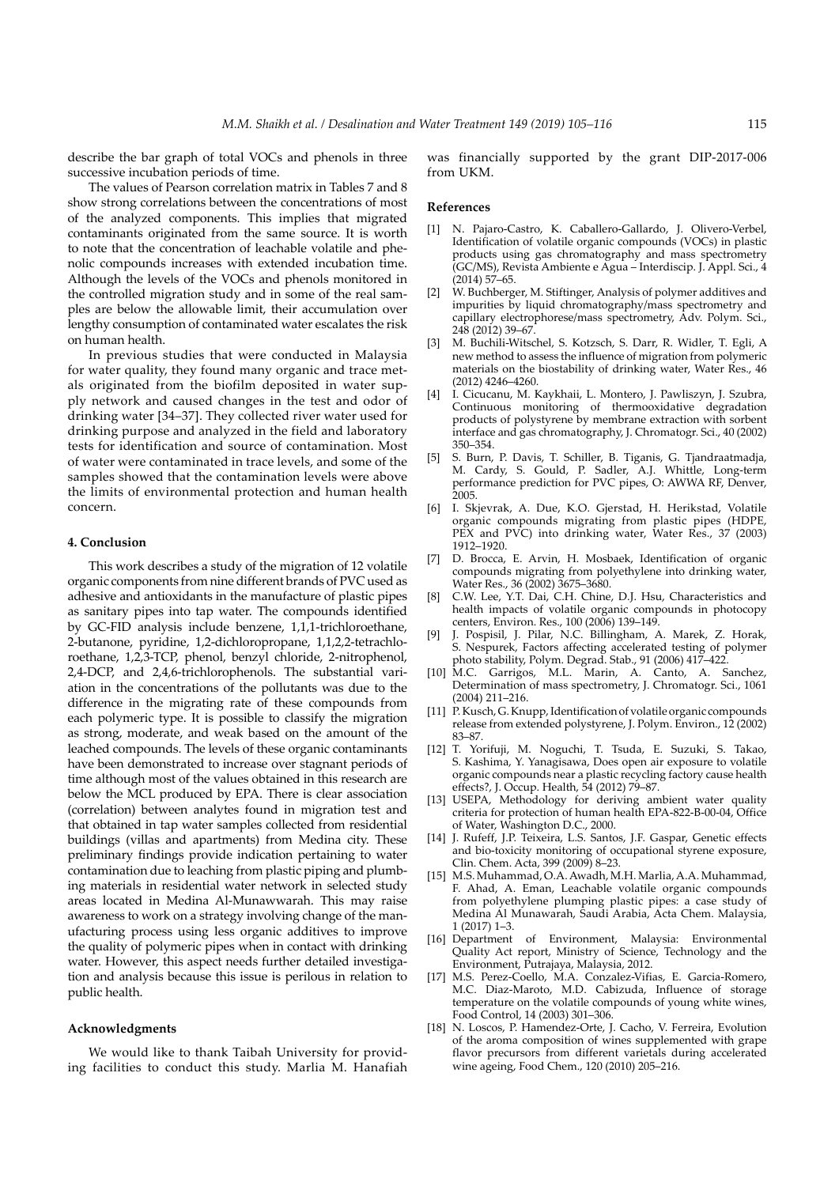describe the bar graph of total VOCs and phenols in three successive incubation periods of time.

The values of Pearson correlation matrix in Tables 7 and 8 show strong correlations between the concentrations of most of the analyzed components. This implies that migrated contaminants originated from the same source. It is worth to note that the concentration of leachable volatile and phenolic compounds increases with extended incubation time. Although the levels of the VOCs and phenols monitored in the controlled migration study and in some of the real samples are below the allowable limit, their accumulation over lengthy consumption of contaminated water escalates the risk on human health.

In previous studies that were conducted in Malaysia for water quality, they found many organic and trace metals originated from the biofilm deposited in water supply network and caused changes in the test and odor of drinking water [34–37]. They collected river water used for drinking purpose and analyzed in the field and laboratory tests for identification and source of contamination. Most of water were contaminated in trace levels, and some of the samples showed that the contamination levels were above the limits of environmental protection and human health concern.

## 4. Conclusion

This work describes a study of the migration of 12 volatile organic components from nine different brands of PVC used as adhesive and antioxidants in the manufacture of plastic pipes as sanitary pipes into tap water. The compounds identified by GC-FID analysis include benzene, 1,1,1-trichloroethane, 2-butanone, pyridine, 1,2-dichloropropane, 1,1,2,2-tetrachloroethane, 1,2,3-TCP, phenol, benzyl chloride, 2-nitrophenol, 2,4-DCP, and 2,4,6-trichlorophenols. The substantial variation in the concentrations of the pollutants was due to the difference in the migrating rate of these compounds from each polymeric type. It is possible to classify the migration as strong, moderate, and weak based on the amount of the leached compounds. The levels of these organic contaminants have been demonstrated to increase over stagnant periods of time although most of the values obtained in this research are below the MCL produced by EPA. There is clear association (correlation) between analytes found in migration test and that obtained in tap water samples collected from residential buildings (villas and apartments) from Medina city. These preliminary findings provide indication pertaining to water contamination due to leaching from plastic piping and plumbing materials in residential water network in selected study areas located in Medina Al-Munawwarah. This may raise awareness to work on a strategy involving change of the manufacturing process using less organic additives to improve the quality of polymeric pipes when in contact with drinking water. However, this aspect needs further detailed investigation and analysis because this issue is perilous in relation to public health.

## Acknowledgments

We would like to thank Taibah University for providing facilities to conduct this study. Marlia M. Hanafiah was financially supported by the grant DIP-2017-006 from UKM.

## References

[1] N. Pajaro-Castro, K. Caballero-Gallardo, J. Olivero-Verbel, Identification of volatile organic compounds (VOCs) in plastic products using gas chromatography and mass spectrometry (GC/MS), Revista Ambiente e Água – Interdiscip. J. Appl. Sci., 4 (2014) 57–65.

[2] W. Buchberger, M. Stiftinger, Analysis of polymer additives and impurities by liquid chromatography/mass spectrometry and capillary electrophorese/mass spectrometry, Adv. Polym. Sci., 248 (2012) 39–67.

[3] M. Buchili-Witschel, S. Kotzsch, S. Darr, R. Widler, T. Egli, A new method to assess the influence of migration from polymeric materials on the biostability of drinking water, Water Res., 46 (2012) 4246–4260.

[4] I. Cicucanu, M. Kaykhaii, L. Montero, J. Pawliszyn, J. Szubra, Continuous monitoring of thermooxidative degradation products of polystyrene by membrane extraction with sorbent interface and gas chromatography, J. Chromatogr. Sci., 40 (2002) 350–354.

[5] S. Burn, P. Davis, T. Schiller, B. Tiganis, G. Tjandraatmadja, M. Cardy, S. Gould, P. Sadler, A.J. Whittle, Long-term performance prediction for PVC pipes, O: AWWA RF, Denver, 2005.

[6] I. Skjevrak, A. Due, K.O. Gjerstad, H. Herikstad, Volatile organic compounds migrating from plastic pipes (HDPE, PEX and PVC) into drinking water, Water Res., 37 (2003) 1912–1920.

[7] D. Brocca, E. Arvin, H. Mosbaek, Identification of organic compounds migrating from polyethylene into drinking water, Water Res., 36 (2002) 3675–3680.

[8] C.W. Lee, Y.T. Dai, C.H. Chine, D.J. Hsu, Characteristics and health impacts of volatile organic compounds in photocopy centers, Environ. Res., 100 (2006) 139–149.

[9] J. Pospisil, J. Pilar, N.C. Billingham, A. Marek, Z. Horak, S. Nespurek, Factors affecting accelerated testing of polymer photo stability, Polym. Degrad. Stab., 91 (2006) 417–422.

[10] M.C. Garrigos, M.L. Marin, A. Canto, A. Sanchez, Determination of mass spectrometry, J. Chromatogr. Sci., 1061 (2004) 211–216.

[11] P. Kusch, G. Knupp, Identification of volatile organic compounds release from extended polystyrene, J. Polym. Environ., 12 (2002) 83–87.

[12] T. Yorifuji, M. Noguchi, T. Tsuda, E. Suzuki, S. Takao, S. Kashima, Y. Yanagisawa, Does open air exposure to volatile organic compounds near a plastic recycling factory cause health effects?, J. Occup. Health, 54 (2012) 79–87.

[13] USEPA, Methodology for deriving ambient water quality criteria for protection of human health EPA-822-B-00-04, Office of Water, Washington D.C., 2000.

[14] J. Rufeff, J.P. Teixeira, L.S. Santos, J.F. Gaspar, Genetic effects and bio-toxicity monitoring of occupational styrene exposure, Clin. Chem. Acta, 399 (2009) 8–23.

[15] M.S. Muhammad, O.A. Awadh, M.H. Marlia, A.A. Muhammad, F. Ahad, A. Eman, Leachable volatile organic compounds from polyethylene plumping plastic pipes: a case study of Medina Al Munawarah, Saudi Arabia, Acta Chem. Malaysia, 1 (2017) 1–3.

[16] Department of Environment, Malaysia: Environmental Quality Act report, Ministry of Science, Technology and the Environment, Putrajaya, Malaysia, 2012.

[17] M.S. Perez-Coello, M.A. Conzalez-Viñas, E. Garcia-Romero, M.C. Diaz-Maroto, M.D. Cabizuda, Influence of storage temperature on the volatile compounds of young white wines, Food Control, 14 (2003) 301–306.

[18] N. Loscos, P. Hamendez-Orte, J. Cacho, V. Ferreira, Evolution of the aroma composition of wines supplemented with grape flavor precursors from different varietals during accelerated wine ageing, Food Chem., 120 (2010) 205–216.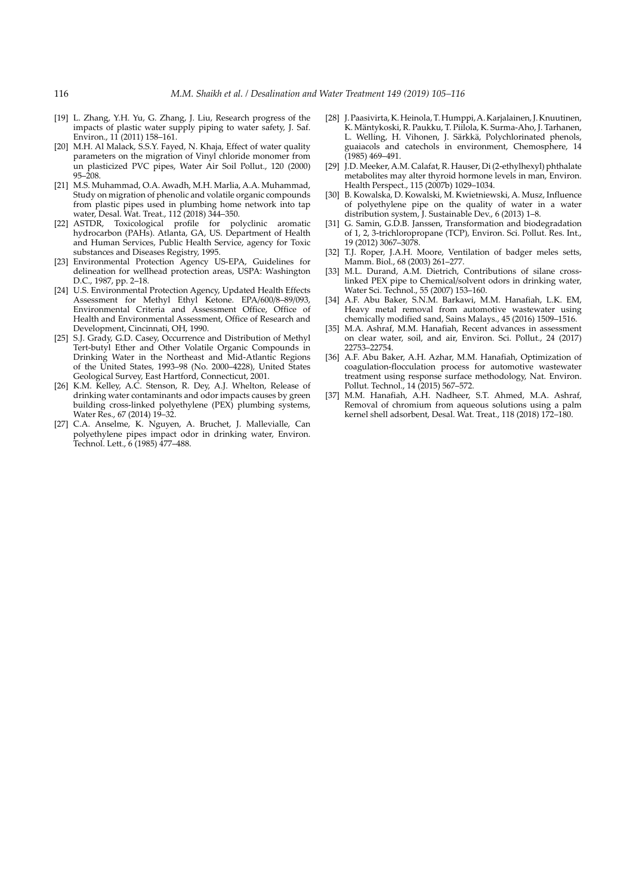[19] L. Zhang, Y.H. Yu, G. Zhang, J. Liu, Research progress of the impacts of plastic water supply piping to water safety, J. Saf. Environ., 11 (2011) 158–161.

[20] M.H. Al Malack, S.S.Y. Fayed, N. Khaja, Effect of water quality parameters on the migration of Vinyl chloride monomer from un plasticized PVC pipes, Water Air Soil Pollut., 120 (2000) 95–208.

[21] M.S. Muhammad, O.A. Awadh, M.H. Marlia, A.A. Muhammad, Study on migration of phenolic and volatile organic compounds from plastic pipes used in plumbing home network into tap water, Desal. Wat. Treat., 112 (2018) 344–350.

[22] ASTDR, Toxicological profile for polyclinic aromatic hydrocarbon (PAHs). Atlanta, GA, US. Department of Health and Human Services, Public Health Service, agency for Toxic substances and Diseases Registry, 1995.

[23] Environmental Protection Agency US-EPA, Guidelines for delineation for wellhead protection areas, USPA: Washington D.C., 1987, pp. 2–18.

[24] U.S. Environmental Protection Agency, Updated Health Effects Assessment for Methyl Ethyl Ketone. EPA/600/8–89/093, Environmental Criteria and Assessment Office, Office of Health and Environmental Assessment, Office of Research and Development, Cincinnati, OH, 1990.

[25] S.J. Grady, G.D. Casey, Occurrence and Distribution of Methyl Tert-butyl Ether and Other Volatile Organic Compounds in Drinking Water in the Northeast and Mid-Atlantic Regions of the United States, 1993–98 (No. 2000–4228), United States Geological Survey, East Hartford, Connecticut, 2001.

[26] K.M. Kelley, A.C. Stenson, R. Dey, A.J. Whelton, Release of drinking water contaminants and odor impacts causes by green building cross-linked polyethylene (PEX) plumbing systems, Water Res., 67 (2014) 19–32.

[27] C.A. Anselme, K. Nguyen, A. Bruchet, J. Mallevialle, Can polyethylene pipes impact odor in drinking water, Environ. Technol. Lett., 6 (1985) 477–488.

[28] J. Paasivirta, K. Heinola, T. Humppi, A. Karjalainen, J. Knuutinen, K. Mäntykoski, R. Paukku, T. Piilola, K. Surma-Aho, J. Tarhanen, L. Welling, H. Vihonen, J. Särkkä, Polychlorinated phenols, guaiacols and catechols in environment, Chemosphere, 14 (1985) 469–491.

[29] J.D. Meeker, A.M. Calafat, R. Hauser, Di (2-ethylhexyl) phthalate metabolites may alter thyroid hormone levels in man, Environ. Health Perspect., 115 (2007b) 1029–1034.

[30] B. Kowalska, D. Kowalski, M. Kwietniewski, A. Musz, Influence of polyethylene pipe on the quality of water in a water distribution system, J. Sustainable Dev., 6 (2013) 1–8.

[31] G. Samin, G.D.B. Janssen, Transformation and biodegradation of 1, 2, 3-trichloropropane (TCP), Environ. Sci. Pollut. Res. Int., 19 (2012) 3067–3078.

[32] T.J. Roper, J.A.H. Moore, Ventilation of badger meles setts, Mamm. Biol., 68 (2003) 261–277.

[33] M.L. Durand, A.M. Dietrich, Contributions of silane cross-linked PEX pipe to Chemical/solvent odors in drinking water, Water Sci. Technol., 55 (2007) 153–160.

[34] A.F. Abu Baker, S.N.M. Barkawi, M.M. Hanafiah, L.K. EM, Heavy metal removal from automotive wastewater using chemically modified sand, Sains Malays., 45 (2016) 1509–1516.

[35] M.A. Ashraf, M.M. Hanafiah, Recent advances in assessment on clear water, soil, and air, Environ. Sci. Pollut., 24 (2017) 22753–22754.

[36] A.F. Abu Baker, A.H. Azhar, M.M. Hanafiah, Optimization of coagulation-flocculation process for automotive wastewater treatment using response surface methodology, Nat. Environ. Pollut. Technol., 14 (2015) 567–572.

[37] M.M. Hanafiah, A.H. Nadheer, S.T. Ahmed, M.A. Ashraf, Removal of chromium from aqueous solutions using a palm kernel shell adsorbent, Desal. Wat. Treat., 118 (2018) 172–180.